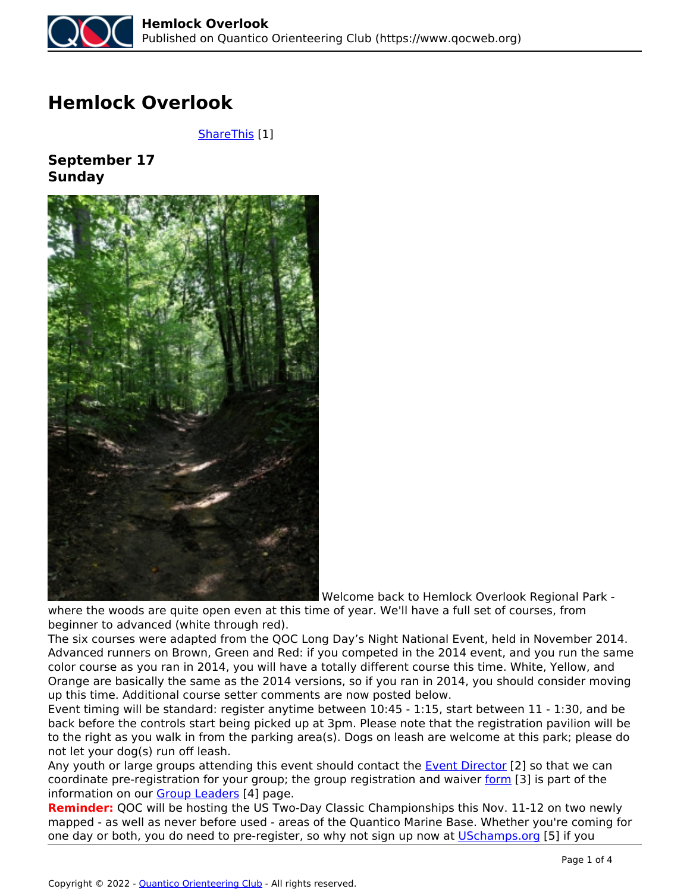# Hemlock Overlook

ShareThis [1]

**September 17**
**Sunday**

Welcome back to Hemlock Overlook Regional Park - where the woods are quite open even at this time of year. We'll have a full set of courses, from beginner to advanced (white through red).

The six courses were adapted from the QOC Long Day's Night National Event, held in November 2014. Advanced runners on Brown, Green and Red: if you competed in the 2014 event, and you run the same color course as you ran in 2014, you will have a totally different course this time. White, Yellow, and Orange are basically the same as the 2014 versions, so if you ran in 2014, you should consider moving up this time. Additional course setter comments are now posted below.

Event timing will be standard: register anytime between 10:45 - 1:15, start between 11 - 1:30, and be back before the controls start being picked up at 3pm. Please note that the registration pavilion will be to the right as you walk in from the parking area(s). Dogs on leash are welcome at this park; please do not let your dog(s) run off leash.

Any youth or large groups attending this event should contact the Event Director [2] so that we can coordinate pre-registration for your group; the group registration and waiver form [3] is part of the information on our Group Leaders [4] page.

**Reminder:** QOC will be hosting the US Two-Day Classic Championships this Nov. 11-12 on two newly mapped - as well as never before used - areas of the Quantico Marine Base. Whether you're coming for one day or both, you do need to pre-register, so why not sign up now at USchamps.org [5] if you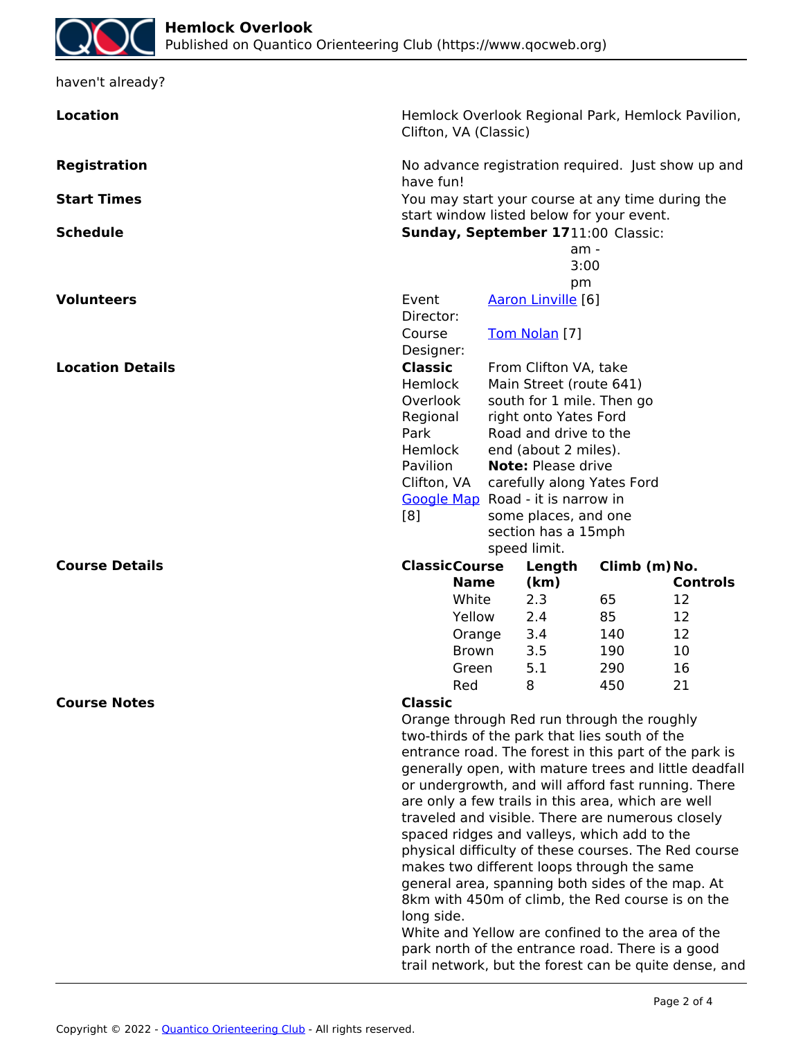haven't already?

**Location**

Hemlock Overlook Regional Park, Hemlock Pavilion, Clifton, VA (Classic)

**Registration**

No advance registration required. Just show up and have fun!

**Start Times**

You may start your course at any time during the start window listed below for your event.

**Schedule**

**Sunday, September 17** 11:00 am - 3:00 pm Classic:

**Volunteers**

Event Director: [Aaron Linville](#) [6]

Course Designer: [Tom Nolan](#) [7]

**Location Details**

**Classic**
Hemlock Overlook Regional Park
Hemlock Pavilion
Clifton, VA
[Google Map](#) [8]

From Clifton VA, take Main Street (route 641) south for 1 mile. Then go right onto Yates Ford Road and drive to the end (about 2 miles). **Note:** Please drive carefully along Yates Ford Road - it is narrow in some places, and one section has a 15mph speed limit.

**Course Details**

**Classic**

| Course Name | Length (km) | Climb (m) | No. Controls |
| --- | --- | --- | --- |
| White | 2.3 | 65 | 12 |
| Yellow | 2.4 | 85 | 12 |
| Orange | 3.4 | 140 | 12 |
| Brown | 3.5 | 190 | 10 |
| Green | 5.1 | 290 | 16 |
| Red | 8 | 450 | 21 |

**Course Notes**

**Classic**

Orange through Red run through the roughly two-thirds of the park that lies south of the entrance road. The forest in this part of the park is generally open, with mature trees and little deadfall or undergrowth, and will afford fast running. There are only a few trails in this area, which are well traveled and visible. There are numerous closely spaced ridges and valleys, which add to the physical difficulty of these courses. The Red course makes two different loops through the same general area, spanning both sides of the map. At 8km with 450m of climb, the Red course is on the long side.

White and Yellow are confined to the area of the park north of the entrance road. There is a good trail network, but the forest can be quite dense, and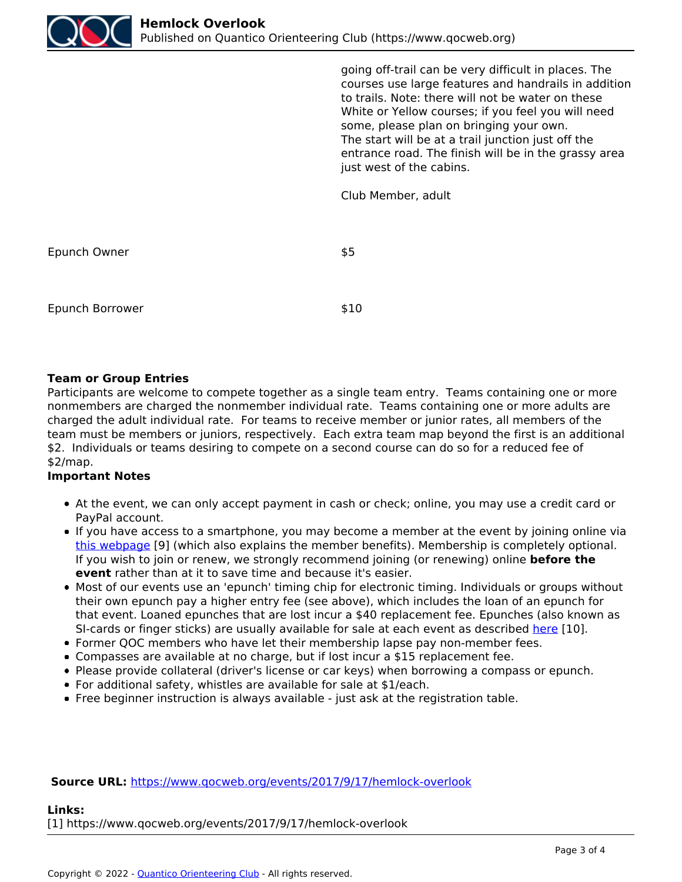|  |  |
|---|---|
|  | going off-trail can be very difficult in places. The courses use large features and handrails in addition to trails. Note: there will not be water on these White or Yellow courses; if you feel you will need some, please plan on bringing your own.<br>The start will be at a trail junction just off the entrance road. The finish will be in the grassy area just west of the cabins. |
|  | Club Member, adult |
| Epunch Owner | $5 |
| Epunch Borrower | $10 |

**Team or Group Entries**

Participants are welcome to compete together as a single team entry. Teams containing one or more nonmembers are charged the nonmember individual rate. Teams containing one or more adults are charged the adult individual rate. For teams to receive member or junior rates, all members of the team must be members or juniors, respectively. Each extra team map beyond the first is an additional $2. Individuals or teams desiring to compete on a second course can do so for a reduced fee of $2/map.

**Important Notes**

- At the event, we can only accept payment in cash or check; online, you may use a credit card or PayPal account.
- If you have access to a smartphone, you may become a member at the event by joining online via this webpage [9] (which also explains the member benefits). Membership is completely optional. If you wish to join or renew, we strongly recommend joining (or renewing) online **before the event** rather than at it to save time and because it's easier.
- Most of our events use an 'epunch' timing chip for electronic timing. Individuals or groups without their own epunch pay a higher entry fee (see above), which includes the loan of an epunch for that event. Loaned epunches that are lost incur a $40 replacement fee. Epunches (also known as SI-cards or finger sticks) are usually available for sale at each event as described here [10].
- Former QOC members who have let their membership lapse pay non-member fees.
- Compasses are available at no charge, but if lost incur a $15 replacement fee.
- Please provide collateral (driver's license or car keys) when borrowing a compass or epunch.
- For additional safety, whistles are available for sale at $1/each.
- Free beginner instruction is always available - just ask at the registration table.

**Source URL:** https://www.qocweb.org/events/2017/9/17/hemlock-overlook

**Links:**
[1] https://www.qocweb.org/events/2017/9/17/hemlock-overlook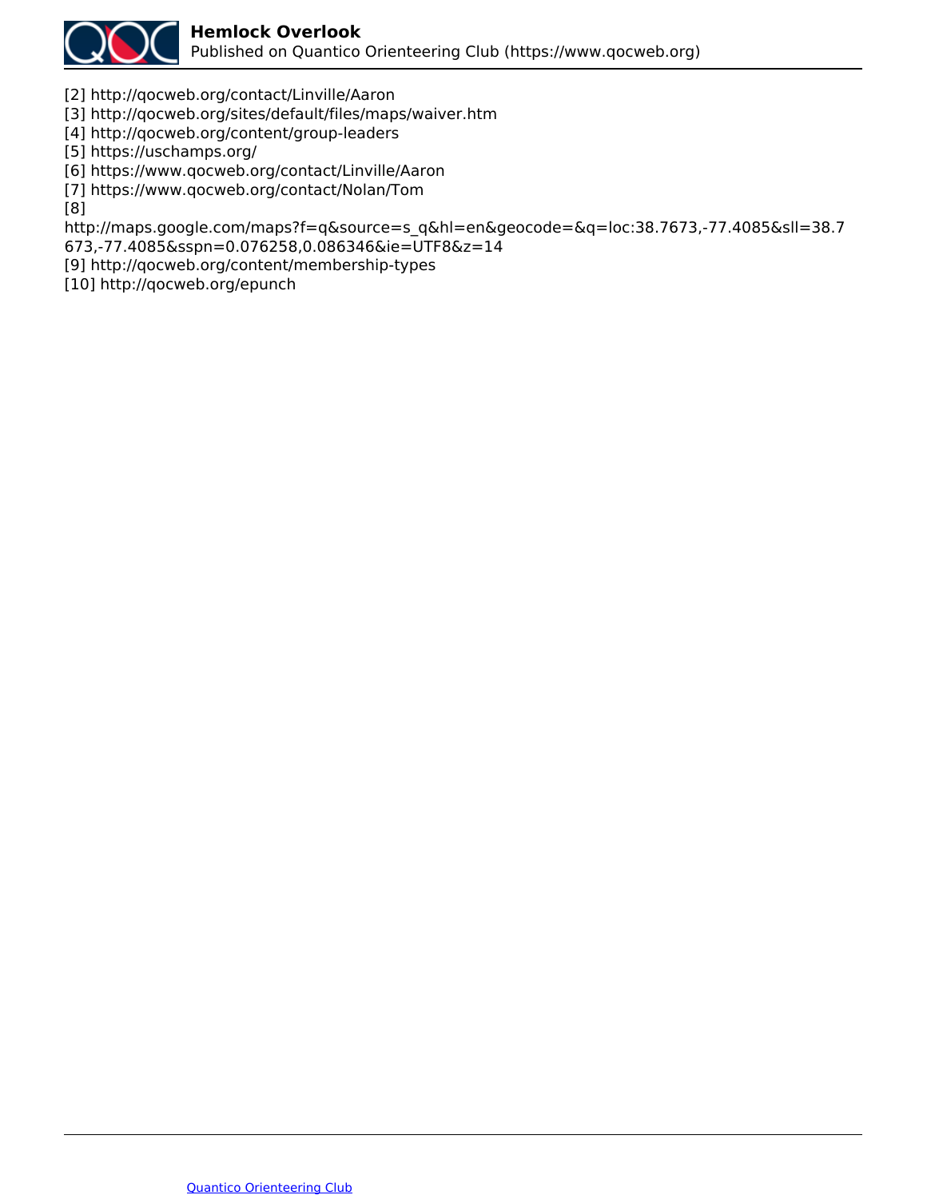[2] http://qocweb.org/contact/Linville/Aaron
[3] http://qocweb.org/sites/default/files/maps/waiver.htm
[4] http://qocweb.org/content/group-leaders
[5] https://uschamps.org/
[6] https://www.qocweb.org/contact/Linville/Aaron
[7] https://www.qocweb.org/contact/Nolan/Tom
[8]
http://maps.google.com/maps?f=q&source=s_q&hl=en&geocode=&q=loc:38.7673,-77.4085&sll=38.7673,-77.4085&sspn=0.076258,0.086346&ie=UTF8&z=14
[9] http://qocweb.org/content/membership-types
[10] http://qocweb.org/epunch